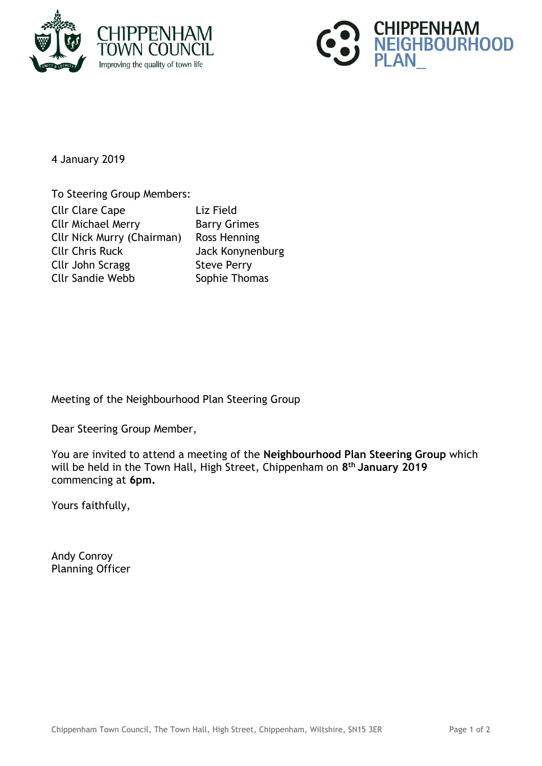CHIPPENHAM TOWN COUNCIL
Improving the quality of town life

CHIPPENHAM NEIGHBOURHOOD PLAN_

4 January 2019

To Steering Group Members:

| | |
|---|---|
| Cllr Clare Cape | Liz Field |
| Cllr Michael Merry | Barry Grimes |
| Cllr Nick Murry (Chairman) | Ross Henning |
| Cllr Chris Ruck | Jack Konynenburg |
| Cllr John Scragg | Steve Perry |
| Cllr Sandie Webb | Sophie Thomas |

Meeting of the Neighbourhood Plan Steering Group

Dear Steering Group Member,

You are invited to attend a meeting of the **Neighbourhood Plan Steering Group** which will be held in the Town Hall, High Street, Chippenham on **8th January 2019** commencing at **6pm.**

Yours faithfully,

Andy Conroy
Planning Officer

Chippenham Town Council, The Town Hall, High Street, Chippenham, Wiltshire, SN15 3ER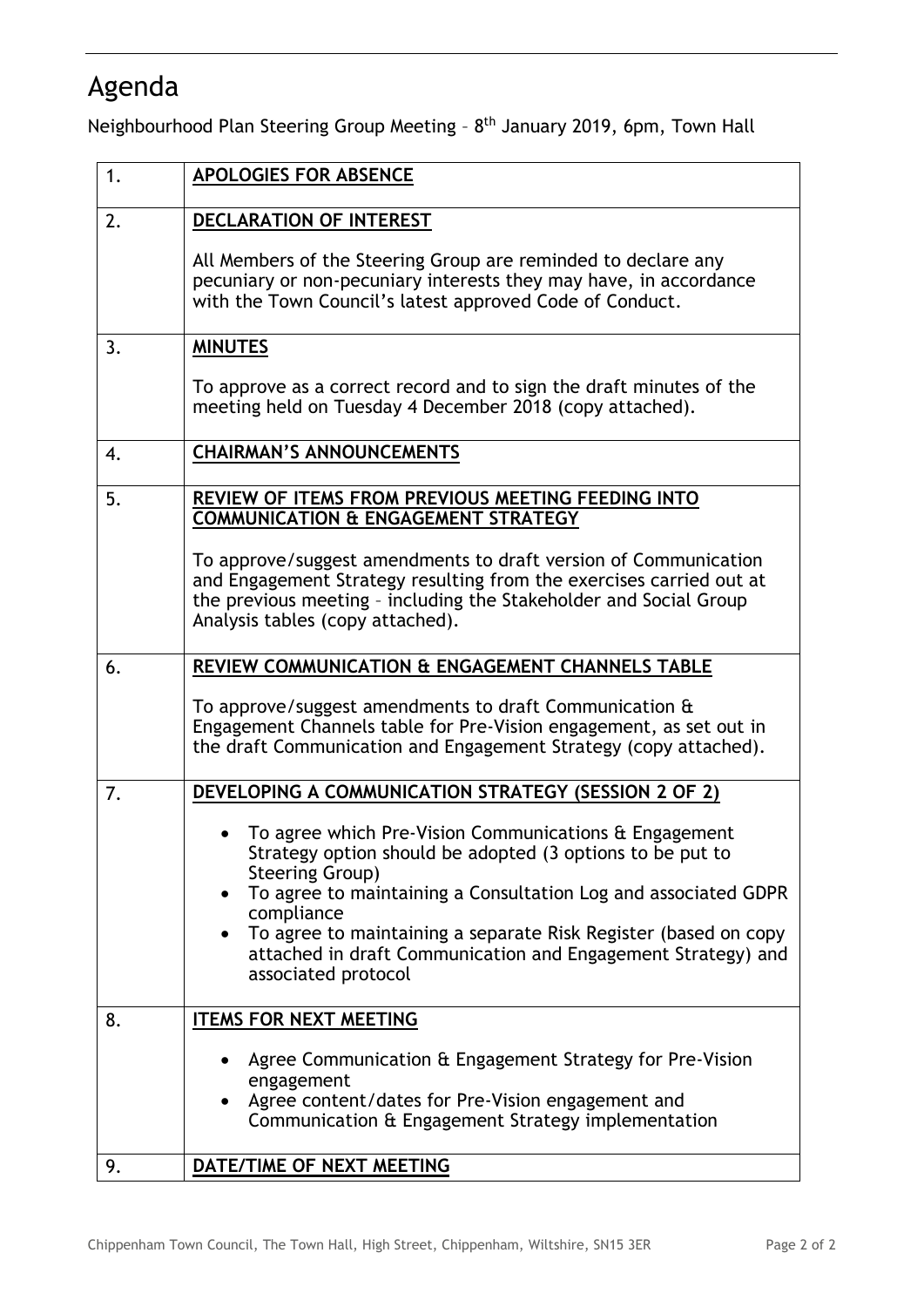# Agenda

Neighbourhood Plan Steering Group Meeting – 8th January 2019, 6pm, Town Hall

| | |
|---|---|
| 1. | **APOLOGIES FOR ABSENCE** |
| 2. | **DECLARATION OF INTEREST**<br><br>All Members of the Steering Group are reminded to declare any pecuniary or non-pecuniary interests they may have, in accordance with the Town Council's latest approved Code of Conduct. |
| 3. | **MINUTES**<br><br>To approve as a correct record and to sign the draft minutes of the meeting held on Tuesday 4 December 2018 (copy attached). |
| 4. | **CHAIRMAN'S ANNOUNCEMENTS** |
| 5. | **REVIEW OF ITEMS FROM PREVIOUS MEETING FEEDING INTO COMMUNICATION & ENGAGEMENT STRATEGY**<br><br>To approve/suggest amendments to draft version of Communication and Engagement Strategy resulting from the exercises carried out at the previous meeting – including the Stakeholder and Social Group Analysis tables (copy attached). |
| 6. | **REVIEW COMMUNICATION & ENGAGEMENT CHANNELS TABLE**<br><br>To approve/suggest amendments to draft Communication & Engagement Channels table for Pre-Vision engagement, as set out in the draft Communication and Engagement Strategy (copy attached). |
| 7. | **DEVELOPING A COMMUNICATION STRATEGY (SESSION 2 OF 2)**<br><br>• To agree which Pre-Vision Communications & Engagement Strategy option should be adopted (3 options to be put to Steering Group)<br>• To agree to maintaining a Consultation Log and associated GDPR compliance<br>• To agree to maintaining a separate Risk Register (based on copy attached in draft Communication and Engagement Strategy) and associated protocol |
| 8. | **ITEMS FOR NEXT MEETING**<br><br>• Agree Communication & Engagement Strategy for Pre-Vision engagement<br>• Agree content/dates for Pre-Vision engagement and Communication & Engagement Strategy implementation |
| 9. | **DATE/TIME OF NEXT MEETING** |

Chippenham Town Council, The Town Hall, High Street, Chippenham, Wiltshire, SN15 3ER